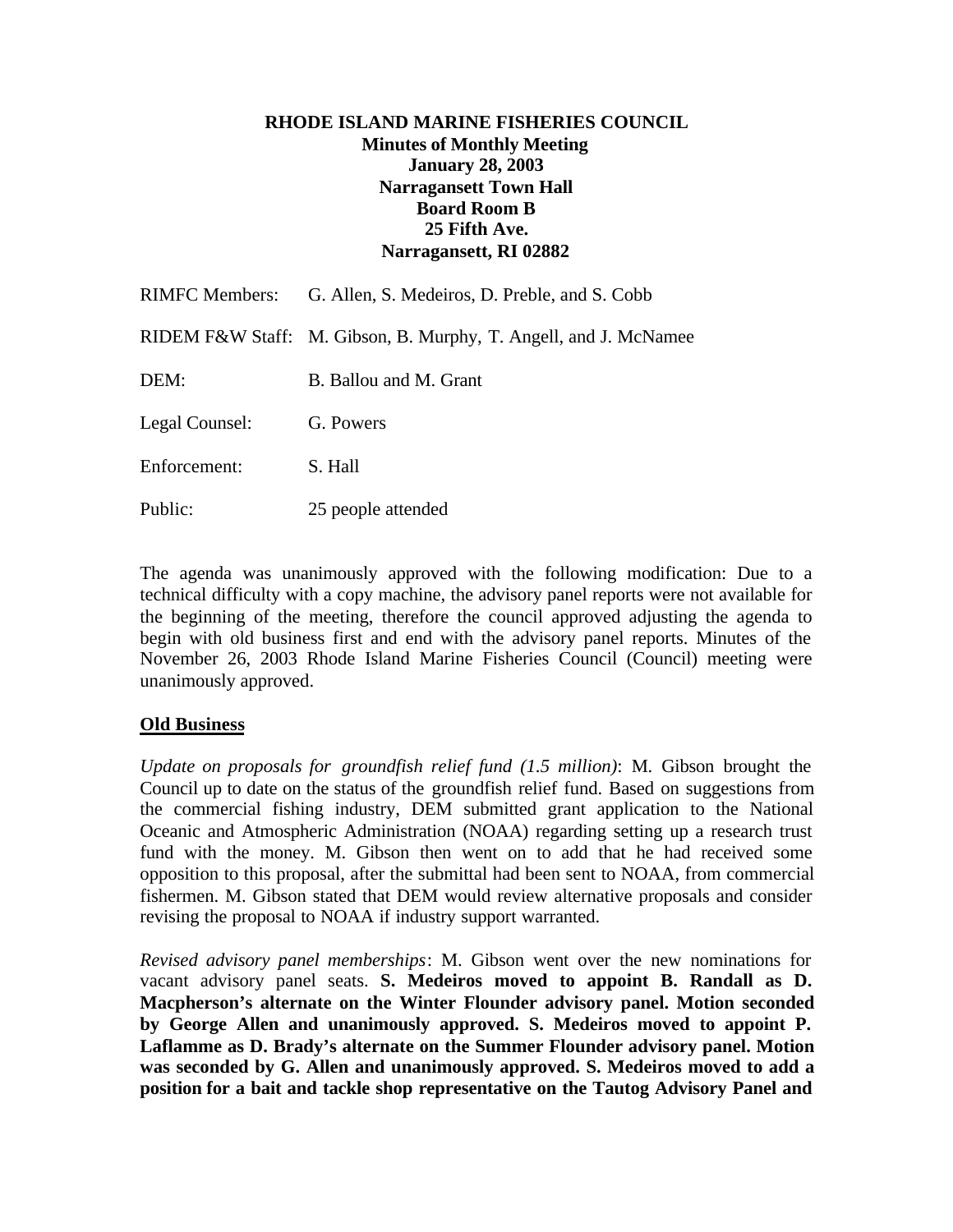**RHODE ISLAND MARINE FISHERIES COUNCIL**
**Minutes of Monthly Meeting**
**January 28, 2003**
**Narragansett Town Hall**
**Board Room B**
**25 Fifth Ave.**
**Narragansett, RI 02882**

RIMFC Members: G. Allen, S. Medeiros, D. Preble, and S. Cobb

RIDEM F&W Staff: M. Gibson, B. Murphy, T. Angell, and J. McNamee

DEM: B. Ballou and M. Grant

Legal Counsel: G. Powers

Enforcement: S. Hall

Public: 25 people attended

The agenda was unanimously approved with the following modification: Due to a technical difficulty with a copy machine, the advisory panel reports were not available for the beginning of the meeting, therefore the council approved adjusting the agenda to begin with old business first and end with the advisory panel reports. Minutes of the November 26, 2003 Rhode Island Marine Fisheries Council (Council) meeting were unanimously approved.

## Old Business

*Update on proposals for groundfish relief fund (1.5 million)*: M. Gibson brought the Council up to date on the status of the groundfish relief fund. Based on suggestions from the commercial fishing industry, DEM submitted grant application to the National Oceanic and Atmospheric Administration (NOAA) regarding setting up a research trust fund with the money. M. Gibson then went on to add that he had received some opposition to this proposal, after the submittal had been sent to NOAA, from commercial fishermen. M. Gibson stated that DEM would review alternative proposals and consider revising the proposal to NOAA if industry support warranted.

*Revised advisory panel memberships*: M. Gibson went over the new nominations for vacant advisory panel seats. **S. Medeiros moved to appoint B. Randall as D. Macpherson's alternate on the Winter Flounder advisory panel. Motion seconded by George Allen and unanimously approved. S. Medeiros moved to appoint P. Laflamme as D. Brady's alternate on the Summer Flounder advisory panel. Motion was seconded by G. Allen and unanimously approved. S. Medeiros moved to add a position for a bait and tackle shop representative on the Tautog Advisory Panel and**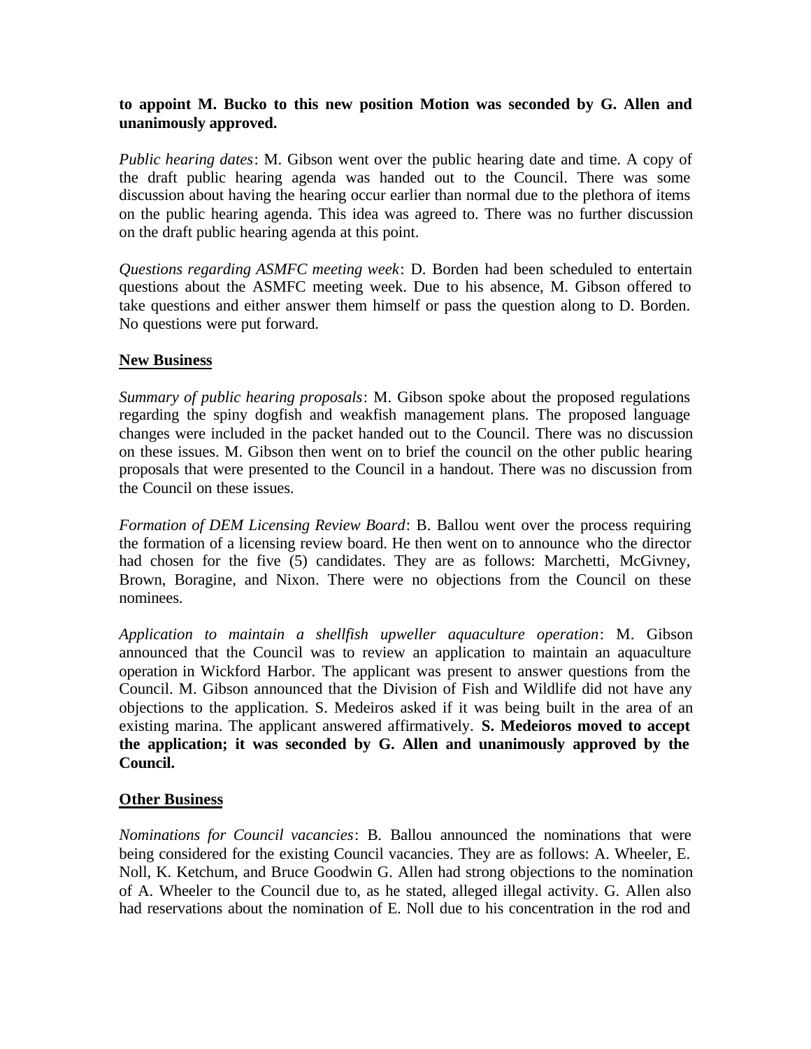**to appoint M. Bucko to this new position Motion was seconded by G. Allen and unanimously approved.**

*Public hearing dates*: M. Gibson went over the public hearing date and time. A copy of the draft public hearing agenda was handed out to the Council. There was some discussion about having the hearing occur earlier than normal due to the plethora of items on the public hearing agenda. This idea was agreed to. There was no further discussion on the draft public hearing agenda at this point.

*Questions regarding ASMFC meeting week*: D. Borden had been scheduled to entertain questions about the ASMFC meeting week. Due to his absence, M. Gibson offered to take questions and either answer them himself or pass the question along to D. Borden. No questions were put forward.

## New Business

*Summary of public hearing proposals*: M. Gibson spoke about the proposed regulations regarding the spiny dogfish and weakfish management plans. The proposed language changes were included in the packet handed out to the Council. There was no discussion on these issues. M. Gibson then went on to brief the council on the other public hearing proposals that were presented to the Council in a handout. There was no discussion from the Council on these issues.

*Formation of DEM Licensing Review Board*: B. Ballou went over the process requiring the formation of a licensing review board. He then went on to announce who the director had chosen for the five (5) candidates. They are as follows: Marchetti, McGivney, Brown, Boragine, and Nixon. There were no objections from the Council on these nominees.

*Application to maintain a shellfish upweller aquaculture operation*: M. Gibson announced that the Council was to review an application to maintain an aquaculture operation in Wickford Harbor. The applicant was present to answer questions from the Council. M. Gibson announced that the Division of Fish and Wildlife did not have any objections to the application. S. Medeiros asked if it was being built in the area of an existing marina. The applicant answered affirmatively. **S. Medeioros moved to accept the application; it was seconded by G. Allen and unanimously approved by the Council.**

## Other Business

*Nominations for Council vacancies*: B. Ballou announced the nominations that were being considered for the existing Council vacancies. They are as follows: A. Wheeler, E. Noll, K. Ketchum, and Bruce Goodwin G. Allen had strong objections to the nomination of A. Wheeler to the Council due to, as he stated, alleged illegal activity. G. Allen also had reservations about the nomination of E. Noll due to his concentration in the rod and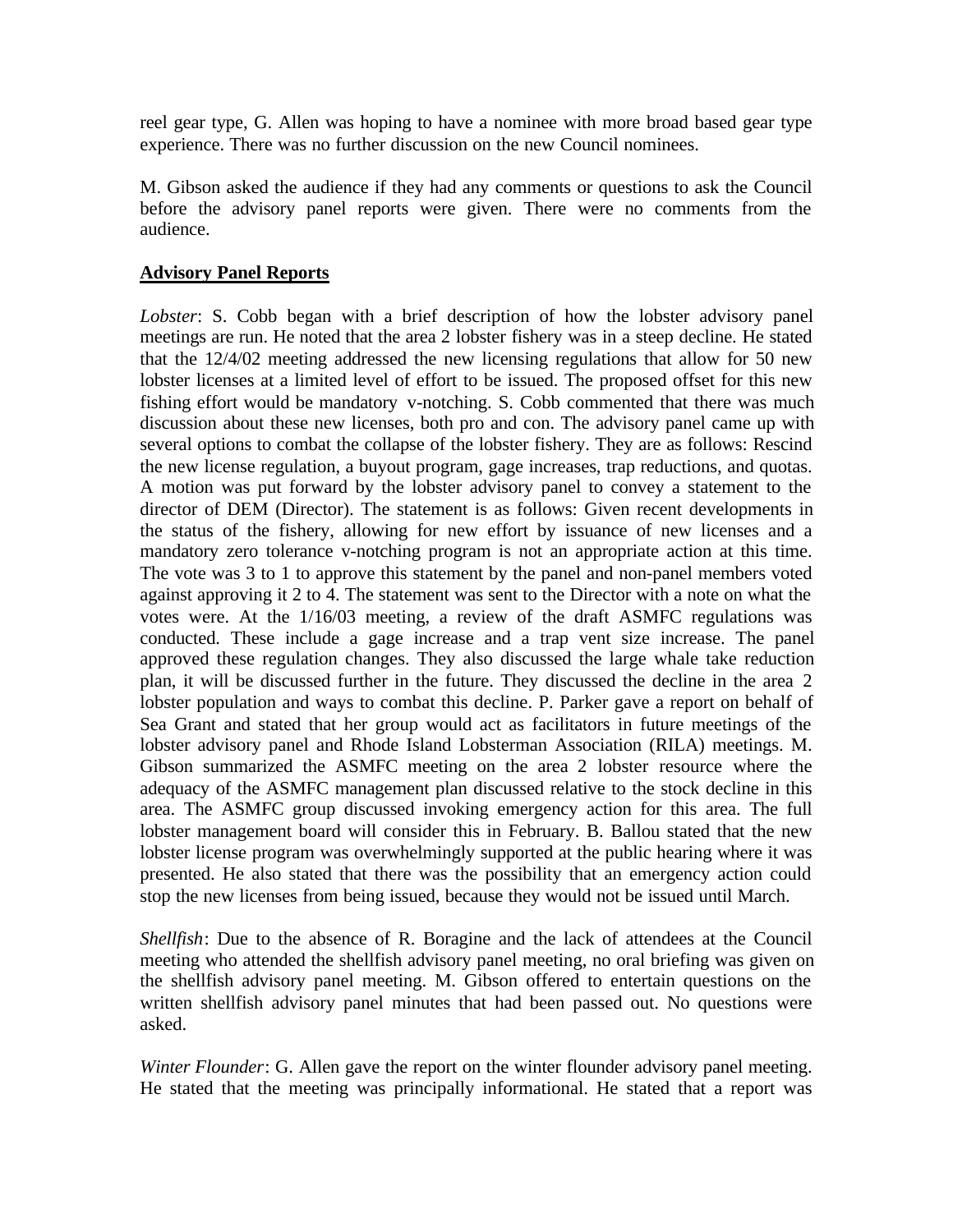reel gear type, G. Allen was hoping to have a nominee with more broad based gear type experience. There was no further discussion on the new Council nominees.

M. Gibson asked the audience if they had any comments or questions to ask the Council before the advisory panel reports were given. There were no comments from the audience.

**Advisory Panel Reports**

*Lobster*: S. Cobb began with a brief description of how the lobster advisory panel meetings are run. He noted that the area 2 lobster fishery was in a steep decline. He stated that the 12/4/02 meeting addressed the new licensing regulations that allow for 50 new lobster licenses at a limited level of effort to be issued. The proposed offset for this new fishing effort would be mandatory v-notching. S. Cobb commented that there was much discussion about these new licenses, both pro and con. The advisory panel came up with several options to combat the collapse of the lobster fishery. They are as follows: Rescind the new license regulation, a buyout program, gage increases, trap reductions, and quotas. A motion was put forward by the lobster advisory panel to convey a statement to the director of DEM (Director). The statement is as follows: Given recent developments in the status of the fishery, allowing for new effort by issuance of new licenses and a mandatory zero tolerance v-notching program is not an appropriate action at this time. The vote was 3 to 1 to approve this statement by the panel and non-panel members voted against approving it 2 to 4. The statement was sent to the Director with a note on what the votes were. At the 1/16/03 meeting, a review of the draft ASMFC regulations was conducted. These include a gage increase and a trap vent size increase. The panel approved these regulation changes. They also discussed the large whale take reduction plan, it will be discussed further in the future. They discussed the decline in the area 2 lobster population and ways to combat this decline. P. Parker gave a report on behalf of Sea Grant and stated that her group would act as facilitators in future meetings of the lobster advisory panel and Rhode Island Lobsterman Association (RILA) meetings. M. Gibson summarized the ASMFC meeting on the area 2 lobster resource where the adequacy of the ASMFC management plan discussed relative to the stock decline in this area. The ASMFC group discussed invoking emergency action for this area. The full lobster management board will consider this in February. B. Ballou stated that the new lobster license program was overwhelmingly supported at the public hearing where it was presented. He also stated that there was the possibility that an emergency action could stop the new licenses from being issued, because they would not be issued until March.

*Shellfish*: Due to the absence of R. Boragine and the lack of attendees at the Council meeting who attended the shellfish advisory panel meeting, no oral briefing was given on the shellfish advisory panel meeting. M. Gibson offered to entertain questions on the written shellfish advisory panel minutes that had been passed out. No questions were asked.

*Winter Flounder*: G. Allen gave the report on the winter flounder advisory panel meeting. He stated that the meeting was principally informational. He stated that a report was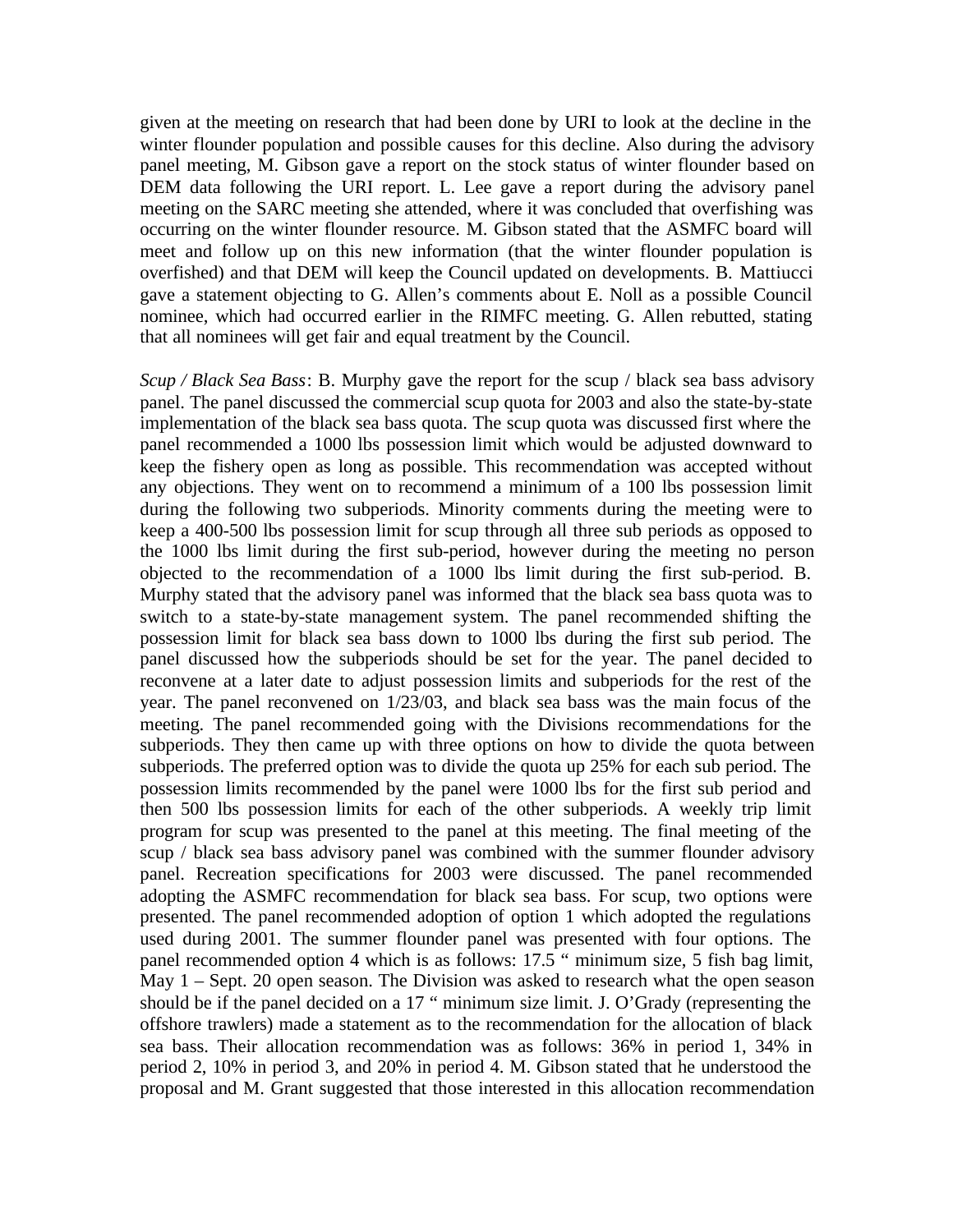given at the meeting on research that had been done by URI to look at the decline in the winter flounder population and possible causes for this decline. Also during the advisory panel meeting, M. Gibson gave a report on the stock status of winter flounder based on DEM data following the URI report. L. Lee gave a report during the advisory panel meeting on the SARC meeting she attended, where it was concluded that overfishing was occurring on the winter flounder resource. M. Gibson stated that the ASMFC board will meet and follow up on this new information (that the winter flounder population is overfished) and that DEM will keep the Council updated on developments. B. Mattiucci gave a statement objecting to G. Allen's comments about E. Noll as a possible Council nominee, which had occurred earlier in the RIMFC meeting. G. Allen rebutted, stating that all nominees will get fair and equal treatment by the Council.

*Scup / Black Sea Bass*: B. Murphy gave the report for the scup / black sea bass advisory panel. The panel discussed the commercial scup quota for 2003 and also the state-by-state implementation of the black sea bass quota. The scup quota was discussed first where the panel recommended a 1000 lbs possession limit which would be adjusted downward to keep the fishery open as long as possible. This recommendation was accepted without any objections. They went on to recommend a minimum of a 100 lbs possession limit during the following two subperiods. Minority comments during the meeting were to keep a 400-500 lbs possession limit for scup through all three sub periods as opposed to the 1000 lbs limit during the first sub-period, however during the meeting no person objected to the recommendation of a 1000 lbs limit during the first sub-period. B. Murphy stated that the advisory panel was informed that the black sea bass quota was to switch to a state-by-state management system. The panel recommended shifting the possession limit for black sea bass down to 1000 lbs during the first sub period. The panel discussed how the subperiods should be set for the year. The panel decided to reconvene at a later date to adjust possession limits and subperiods for the rest of the year. The panel reconvened on 1/23/03, and black sea bass was the main focus of the meeting. The panel recommended going with the Divisions recommendations for the subperiods. They then came up with three options on how to divide the quota between subperiods. The preferred option was to divide the quota up 25% for each sub period. The possession limits recommended by the panel were 1000 lbs for the first sub period and then 500 lbs possession limits for each of the other subperiods. A weekly trip limit program for scup was presented to the panel at this meeting. The final meeting of the scup / black sea bass advisory panel was combined with the summer flounder advisory panel. Recreation specifications for 2003 were discussed. The panel recommended adopting the ASMFC recommendation for black sea bass. For scup, two options were presented. The panel recommended adoption of option 1 which adopted the regulations used during 2001. The summer flounder panel was presented with four options. The panel recommended option 4 which is as follows: 17.5 " minimum size, 5 fish bag limit, May 1 – Sept. 20 open season. The Division was asked to research what the open season should be if the panel decided on a 17 " minimum size limit. J. O'Grady (representing the offshore trawlers) made a statement as to the recommendation for the allocation of black sea bass. Their allocation recommendation was as follows: 36% in period 1, 34% in period 2, 10% in period 3, and 20% in period 4. M. Gibson stated that he understood the proposal and M. Grant suggested that those interested in this allocation recommendation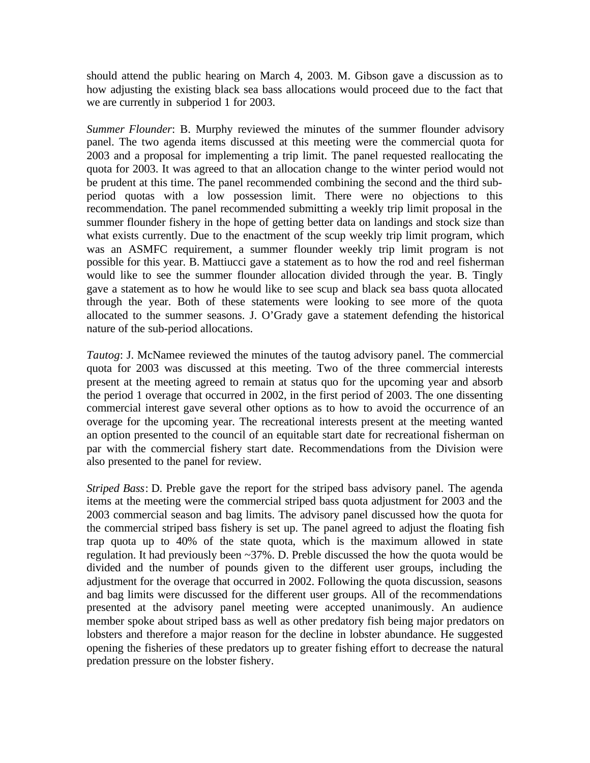should attend the public hearing on March 4, 2003. M. Gibson gave a discussion as to how adjusting the existing black sea bass allocations would proceed due to the fact that we are currently in subperiod 1 for 2003.

*Summer Flounder*: B. Murphy reviewed the minutes of the summer flounder advisory panel. The two agenda items discussed at this meeting were the commercial quota for 2003 and a proposal for implementing a trip limit. The panel requested reallocating the quota for 2003. It was agreed to that an allocation change to the winter period would not be prudent at this time. The panel recommended combining the second and the third sub-period quotas with a low possession limit. There were no objections to this recommendation. The panel recommended submitting a weekly trip limit proposal in the summer flounder fishery in the hope of getting better data on landings and stock size than what exists currently. Due to the enactment of the scup weekly trip limit program, which was an ASMFC requirement, a summer flounder weekly trip limit program is not possible for this year. B. Mattiucci gave a statement as to how the rod and reel fisherman would like to see the summer flounder allocation divided through the year. B. Tingly gave a statement as to how he would like to see scup and black sea bass quota allocated through the year. Both of these statements were looking to see more of the quota allocated to the summer seasons. J. O'Grady gave a statement defending the historical nature of the sub-period allocations.

*Tautog*: J. McNamee reviewed the minutes of the tautog advisory panel. The commercial quota for 2003 was discussed at this meeting. Two of the three commercial interests present at the meeting agreed to remain at status quo for the upcoming year and absorb the period 1 overage that occurred in 2002, in the first period of 2003. The one dissenting commercial interest gave several other options as to how to avoid the occurrence of an overage for the upcoming year. The recreational interests present at the meeting wanted an option presented to the council of an equitable start date for recreational fisherman on par with the commercial fishery start date. Recommendations from the Division were also presented to the panel for review.

*Striped Bass*: D. Preble gave the report for the striped bass advisory panel. The agenda items at the meeting were the commercial striped bass quota adjustment for 2003 and the 2003 commercial season and bag limits. The advisory panel discussed how the quota for the commercial striped bass fishery is set up. The panel agreed to adjust the floating fish trap quota up to 40% of the state quota, which is the maximum allowed in state regulation. It had previously been ~37%. D. Preble discussed the how the quota would be divided and the number of pounds given to the different user groups, including the adjustment for the overage that occurred in 2002. Following the quota discussion, seasons and bag limits were discussed for the different user groups. All of the recommendations presented at the advisory panel meeting were accepted unanimously. An audience member spoke about striped bass as well as other predatory fish being major predators on lobsters and therefore a major reason for the decline in lobster abundance. He suggested opening the fisheries of these predators up to greater fishing effort to decrease the natural predation pressure on the lobster fishery.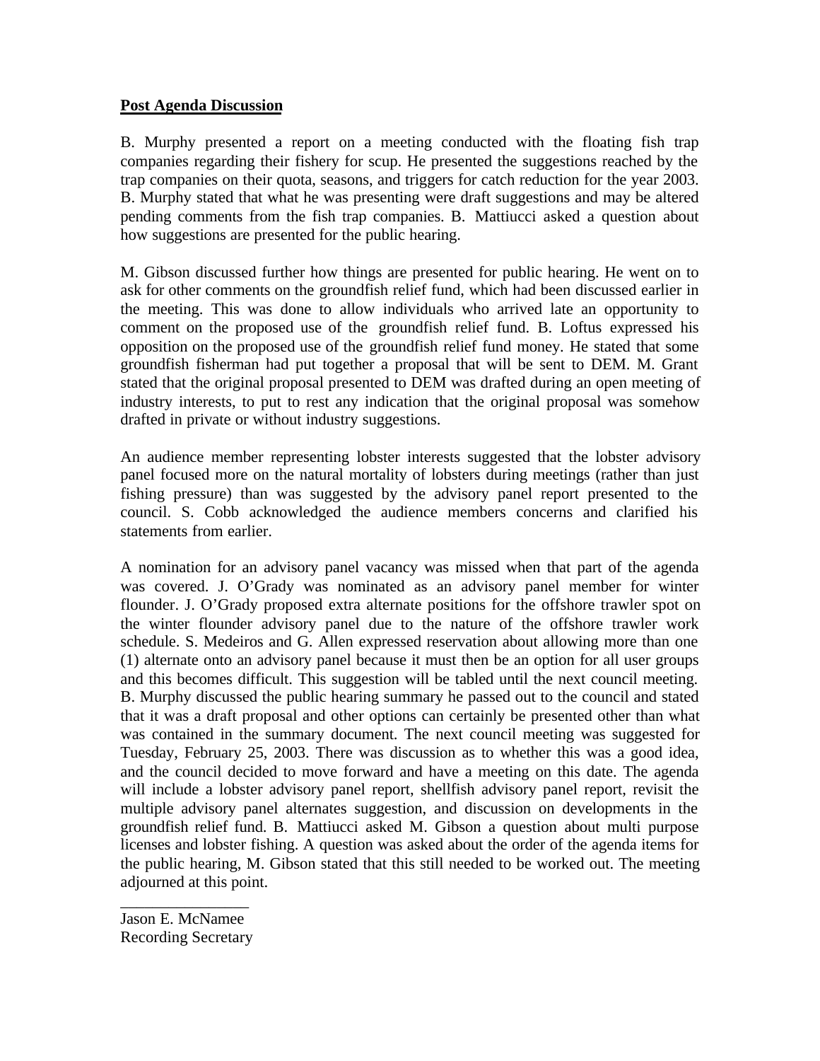**Post Agenda Discussion**

B. Murphy presented a report on a meeting conducted with the floating fish trap companies regarding their fishery for scup. He presented the suggestions reached by the trap companies on their quota, seasons, and triggers for catch reduction for the year 2003. B. Murphy stated that what he was presenting were draft suggestions and may be altered pending comments from the fish trap companies. B. Mattiucci asked a question about how suggestions are presented for the public hearing.

M. Gibson discussed further how things are presented for public hearing. He went on to ask for other comments on the groundfish relief fund, which had been discussed earlier in the meeting. This was done to allow individuals who arrived late an opportunity to comment on the proposed use of the groundfish relief fund. B. Loftus expressed his opposition on the proposed use of the groundfish relief fund money. He stated that some groundfish fisherman had put together a proposal that will be sent to DEM. M. Grant stated that the original proposal presented to DEM was drafted during an open meeting of industry interests, to put to rest any indication that the original proposal was somehow drafted in private or without industry suggestions.

An audience member representing lobster interests suggested that the lobster advisory panel focused more on the natural mortality of lobsters during meetings (rather than just fishing pressure) than was suggested by the advisory panel report presented to the council. S. Cobb acknowledged the audience members concerns and clarified his statements from earlier.

A nomination for an advisory panel vacancy was missed when that part of the agenda was covered. J. O'Grady was nominated as an advisory panel member for winter flounder. J. O'Grady proposed extra alternate positions for the offshore trawler spot on the winter flounder advisory panel due to the nature of the offshore trawler work schedule. S. Medeiros and G. Allen expressed reservation about allowing more than one (1) alternate onto an advisory panel because it must then be an option for all user groups and this becomes difficult. This suggestion will be tabled until the next council meeting. B. Murphy discussed the public hearing summary he passed out to the council and stated that it was a draft proposal and other options can certainly be presented other than what was contained in the summary document. The next council meeting was suggested for Tuesday, February 25, 2003. There was discussion as to whether this was a good idea, and the council decided to move forward and have a meeting on this date. The agenda will include a lobster advisory panel report, shellfish advisory panel report, revisit the multiple advisory panel alternates suggestion, and discussion on developments in the groundfish relief fund. B. Mattiucci asked M. Gibson a question about multi purpose licenses and lobster fishing. A question was asked about the order of the agenda items for the public hearing, M. Gibson stated that this still needed to be worked out. The meeting adjourned at this point.

\_\_\_\_\_\_\_\_\_\_\_\_\_\_\_\_

Jason E. McNamee
Recording Secretary